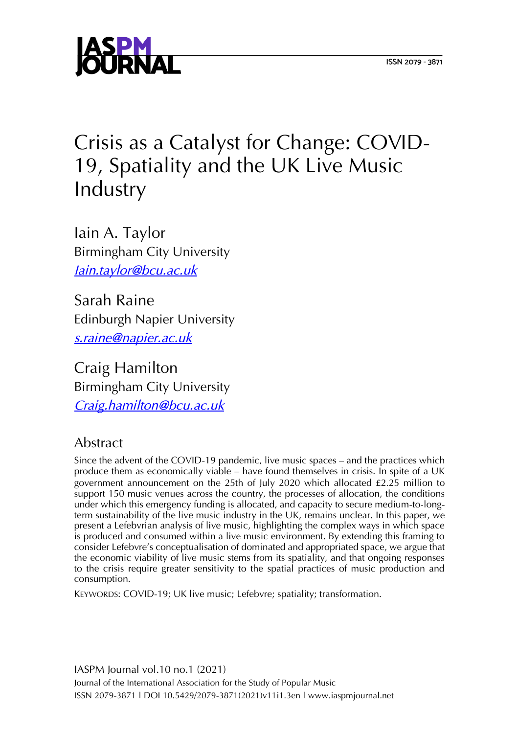# Crisis as a Catalyst for Change: COVID-19, Spatiality and the UK Live Music Industry

Iain A. Taylor
Birmingham City University
*Iain.taylor@bcu.ac.uk*

Sarah Raine
Edinburgh Napier University
*s.raine@napier.ac.uk*

Craig Hamilton
Birmingham City University
*Craig.hamilton@bcu.ac.uk*

## Abstract

Since the advent of the COVID-19 pandemic, live music spaces – and the practices which produce them as economically viable – have found themselves in crisis. In spite of a UK government announcement on the 25th of July 2020 which allocated £2.25 million to support 150 music venues across the country, the processes of allocation, the conditions under which this emergency funding is allocated, and capacity to secure medium-to-long-term sustainability of the live music industry in the UK, remains unclear. In this paper, we present a Lefebvrian analysis of live music, highlighting the complex ways in which space is produced and consumed within a live music environment. By extending this framing to consider Lefebvre's conceptualisation of dominated and appropriated space, we argue that the economic viability of live music stems from its spatiality, and that ongoing responses to the crisis require greater sensitivity to the spatial practices of music production and consumption.

KEYWORDS: COVID-19; UK live music; Lefebvre; spatiality; transformation.

IASPM Journal vol.10 no.1 (2021)
Journal of the International Association for the Study of Popular Music
ISSN 2079-3871 | DOI 10.5429/2079-3871(2021)v11i1.3en | www.iaspmjournal.net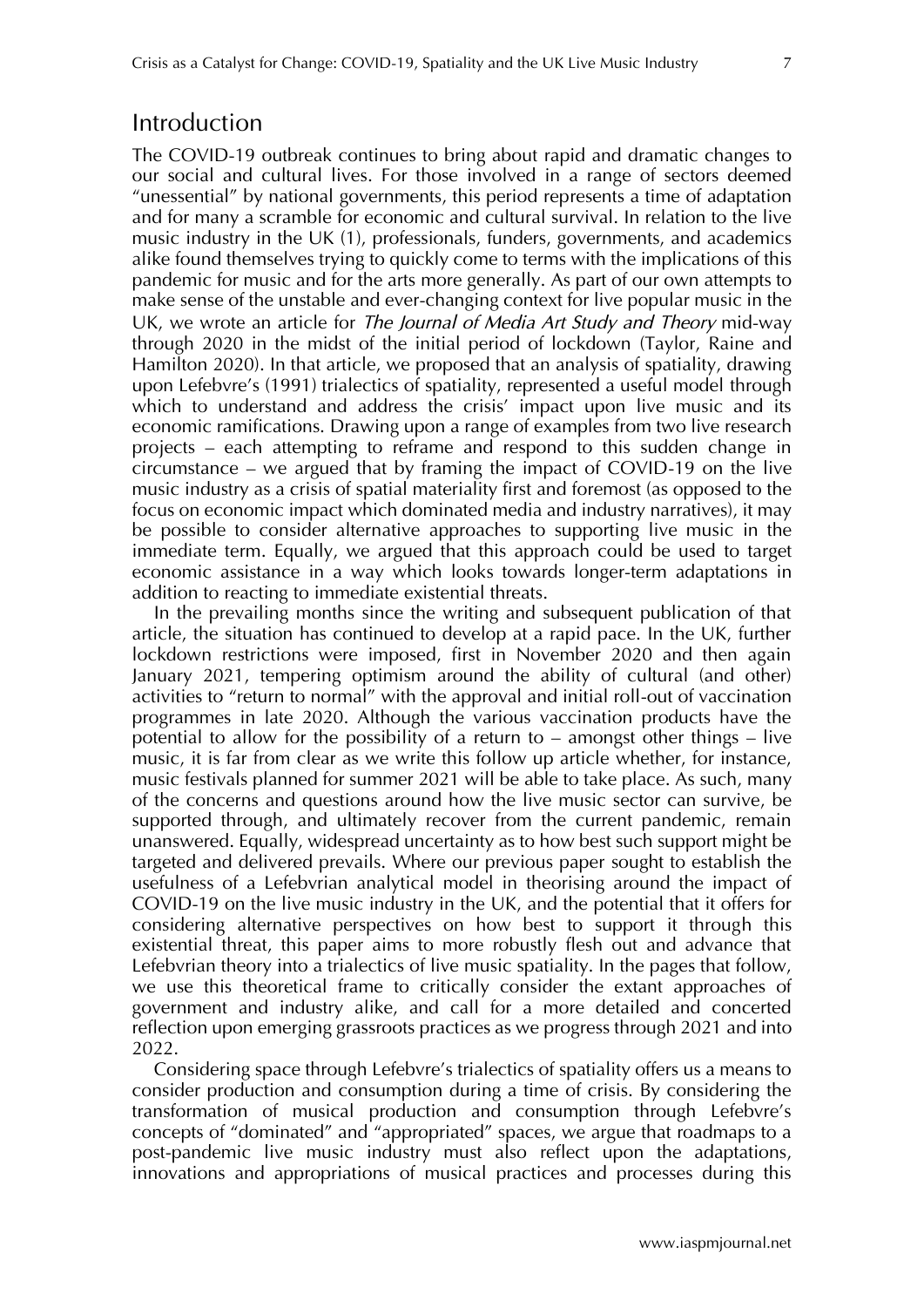## Introduction

The COVID-19 outbreak continues to bring about rapid and dramatic changes to our social and cultural lives. For those involved in a range of sectors deemed "unessential" by national governments, this period represents a time of adaptation and for many a scramble for economic and cultural survival. In relation to the live music industry in the UK (1), professionals, funders, governments, and academics alike found themselves trying to quickly come to terms with the implications of this pandemic for music and for the arts more generally. As part of our own attempts to make sense of the unstable and ever-changing context for live popular music in the UK, we wrote an article for *The Journal of Media Art Study and Theory* mid-way through 2020 in the midst of the initial period of lockdown (Taylor, Raine and Hamilton 2020). In that article, we proposed that an analysis of spatiality, drawing upon Lefebvre's (1991) trialectics of spatiality, represented a useful model through which to understand and address the crisis' impact upon live music and its economic ramifications. Drawing upon a range of examples from two live research projects – each attempting to reframe and respond to this sudden change in circumstance – we argued that by framing the impact of COVID-19 on the live music industry as a crisis of spatial materiality first and foremost (as opposed to the focus on economic impact which dominated media and industry narratives), it may be possible to consider alternative approaches to supporting live music in the immediate term. Equally, we argued that this approach could be used to target economic assistance in a way which looks towards longer-term adaptations in addition to reacting to immediate existential threats.

In the prevailing months since the writing and subsequent publication of that article, the situation has continued to develop at a rapid pace. In the UK, further lockdown restrictions were imposed, first in November 2020 and then again January 2021, tempering optimism around the ability of cultural (and other) activities to "return to normal" with the approval and initial roll-out of vaccination programmes in late 2020. Although the various vaccination products have the potential to allow for the possibility of a return to – amongst other things – live music, it is far from clear as we write this follow up article whether, for instance, music festivals planned for summer 2021 will be able to take place. As such, many of the concerns and questions around how the live music sector can survive, be supported through, and ultimately recover from the current pandemic, remain unanswered. Equally, widespread uncertainty as to how best such support might be targeted and delivered prevails. Where our previous paper sought to establish the usefulness of a Lefebvrian analytical model in theorising around the impact of COVID-19 on the live music industry in the UK, and the potential that it offers for considering alternative perspectives on how best to support it through this existential threat, this paper aims to more robustly flesh out and advance that Lefebvrian theory into a trialectics of live music spatiality. In the pages that follow, we use this theoretical frame to critically consider the extant approaches of government and industry alike, and call for a more detailed and concerted reflection upon emerging grassroots practices as we progress through 2021 and into 2022.

Considering space through Lefebvre's trialectics of spatiality offers us a means to consider production and consumption during a time of crisis. By considering the transformation of musical production and consumption through Lefebvre's concepts of "dominated" and "appropriated" spaces, we argue that roadmaps to a post-pandemic live music industry must also reflect upon the adaptations, innovations and appropriations of musical practices and processes during this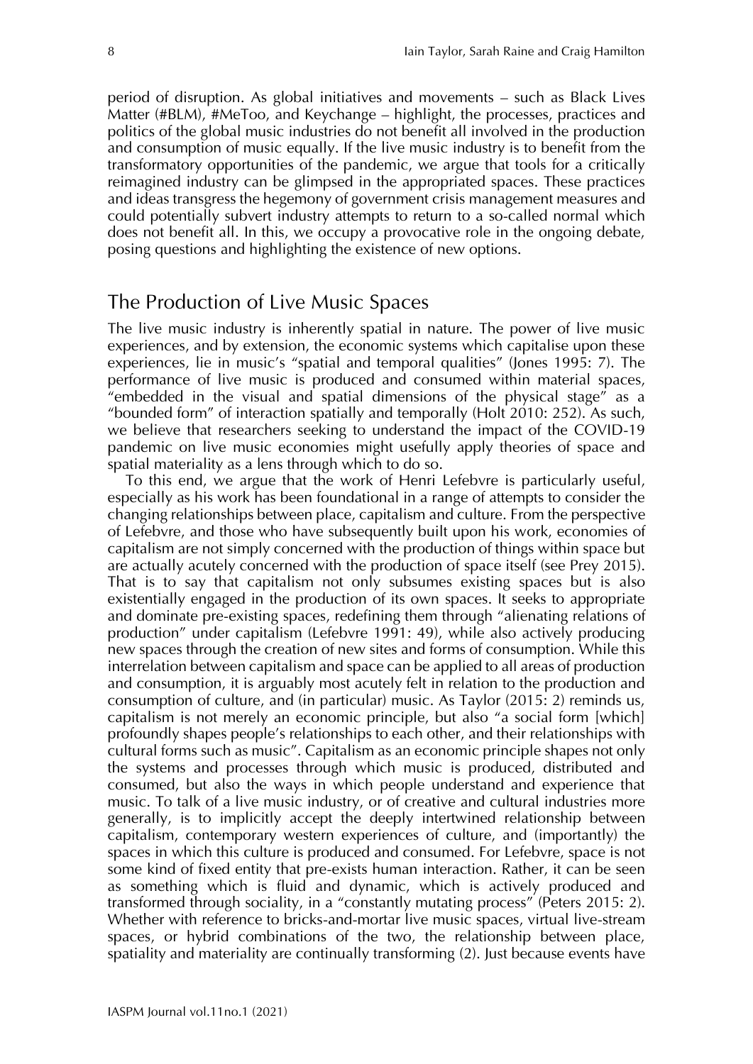period of disruption. As global initiatives and movements – such as Black Lives Matter (#BLM), #MeToo, and Keychange – highlight, the processes, practices and politics of the global music industries do not benefit all involved in the production and consumption of music equally. If the live music industry is to benefit from the transformatory opportunities of the pandemic, we argue that tools for a critically reimagined industry can be glimpsed in the appropriated spaces. These practices and ideas transgress the hegemony of government crisis management measures and could potentially subvert industry attempts to return to a so-called normal which does not benefit all. In this, we occupy a provocative role in the ongoing debate, posing questions and highlighting the existence of new options.

## The Production of Live Music Spaces

The live music industry is inherently spatial in nature. The power of live music experiences, and by extension, the economic systems which capitalise upon these experiences, lie in music's "spatial and temporal qualities" (Jones 1995: 7). The performance of live music is produced and consumed within material spaces, "embedded in the visual and spatial dimensions of the physical stage" as a "bounded form" of interaction spatially and temporally (Holt 2010: 252). As such, we believe that researchers seeking to understand the impact of the COVID-19 pandemic on live music economies might usefully apply theories of space and spatial materiality as a lens through which to do so.

To this end, we argue that the work of Henri Lefebvre is particularly useful, especially as his work has been foundational in a range of attempts to consider the changing relationships between place, capitalism and culture. From the perspective of Lefebvre, and those who have subsequently built upon his work, economies of capitalism are not simply concerned with the production of things within space but are actually acutely concerned with the production of space itself (see Prey 2015). That is to say that capitalism not only subsumes existing spaces but is also existentially engaged in the production of its own spaces. It seeks to appropriate and dominate pre-existing spaces, redefining them through "alienating relations of production" under capitalism (Lefebvre 1991: 49), while also actively producing new spaces through the creation of new sites and forms of consumption. While this interrelation between capitalism and space can be applied to all areas of production and consumption, it is arguably most acutely felt in relation to the production and consumption of culture, and (in particular) music. As Taylor (2015: 2) reminds us, capitalism is not merely an economic principle, but also "a social form [which] profoundly shapes people's relationships to each other, and their relationships with cultural forms such as music". Capitalism as an economic principle shapes not only the systems and processes through which music is produced, distributed and consumed, but also the ways in which people understand and experience that music. To talk of a live music industry, or of creative and cultural industries more generally, is to implicitly accept the deeply intertwined relationship between capitalism, contemporary western experiences of culture, and (importantly) the spaces in which this culture is produced and consumed. For Lefebvre, space is not some kind of fixed entity that pre-exists human interaction. Rather, it can be seen as something which is fluid and dynamic, which is actively produced and transformed through sociality, in a "constantly mutating process" (Peters 2015: 2). Whether with reference to bricks-and-mortar live music spaces, virtual live-stream spaces, or hybrid combinations of the two, the relationship between place, spatiality and materiality are continually transforming (2). Just because events have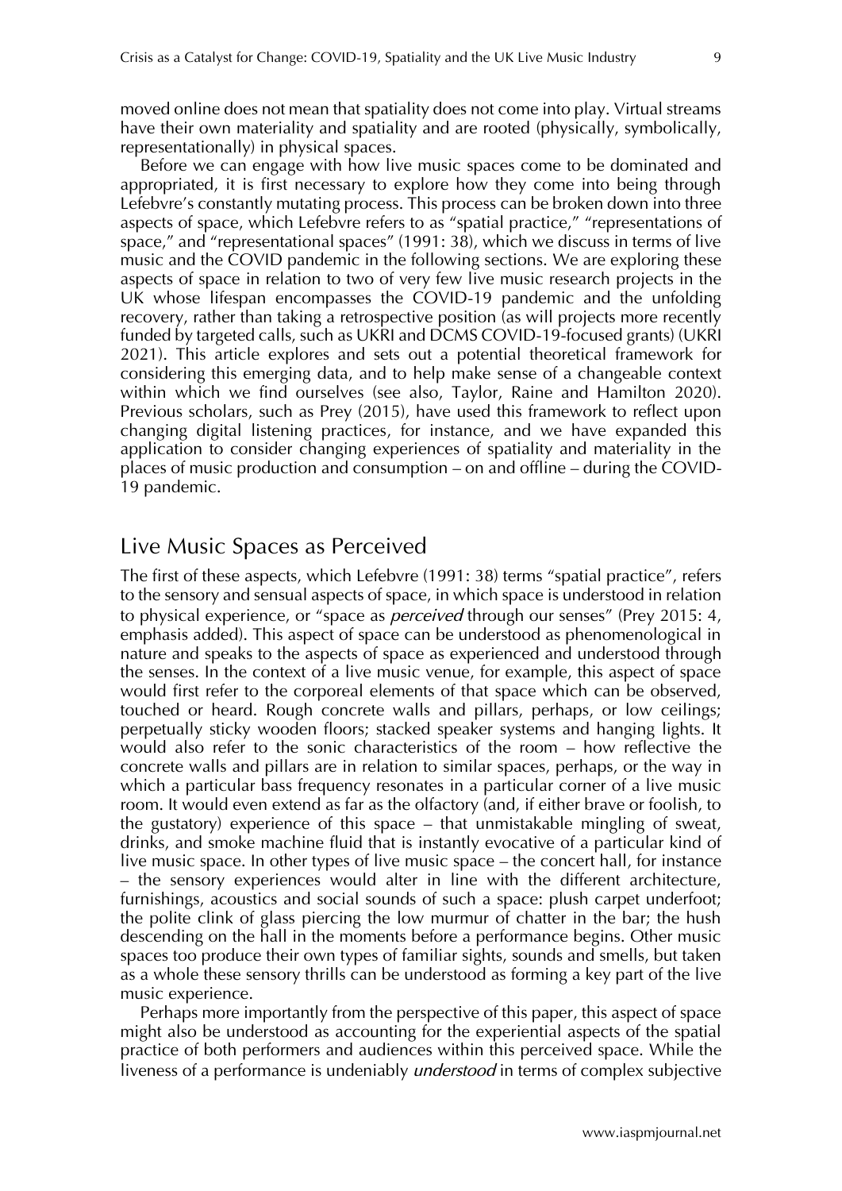moved online does not mean that spatiality does not come into play. Virtual streams have their own materiality and spatiality and are rooted (physically, symbolically, representationally) in physical spaces.

Before we can engage with how live music spaces come to be dominated and appropriated, it is first necessary to explore how they come into being through Lefebvre's constantly mutating process. This process can be broken down into three aspects of space, which Lefebvre refers to as "spatial practice," "representations of space," and "representational spaces" (1991: 38), which we discuss in terms of live music and the COVID pandemic in the following sections. We are exploring these aspects of space in relation to two of very few live music research projects in the UK whose lifespan encompasses the COVID-19 pandemic and the unfolding recovery, rather than taking a retrospective position (as will projects more recently funded by targeted calls, such as UKRI and DCMS COVID-19-focused grants) (UKRI 2021). This article explores and sets out a potential theoretical framework for considering this emerging data, and to help make sense of a changeable context within which we find ourselves (see also, Taylor, Raine and Hamilton 2020). Previous scholars, such as Prey (2015), have used this framework to reflect upon changing digital listening practices, for instance, and we have expanded this application to consider changing experiences of spatiality and materiality in the places of music production and consumption – on and offline – during the COVID-19 pandemic.

## Live Music Spaces as Perceived

The first of these aspects, which Lefebvre (1991: 38) terms "spatial practice", refers to the sensory and sensual aspects of space, in which space is understood in relation to physical experience, or "space as *perceived* through our senses" (Prey 2015: 4, emphasis added). This aspect of space can be understood as phenomenological in nature and speaks to the aspects of space as experienced and understood through the senses. In the context of a live music venue, for example, this aspect of space would first refer to the corporeal elements of that space which can be observed, touched or heard. Rough concrete walls and pillars, perhaps, or low ceilings; perpetually sticky wooden floors; stacked speaker systems and hanging lights. It would also refer to the sonic characteristics of the room – how reflective the concrete walls and pillars are in relation to similar spaces, perhaps, or the way in which a particular bass frequency resonates in a particular corner of a live music room. It would even extend as far as the olfactory (and, if either brave or foolish, to the gustatory) experience of this space – that unmistakable mingling of sweat, drinks, and smoke machine fluid that is instantly evocative of a particular kind of live music space. In other types of live music space – the concert hall, for instance – the sensory experiences would alter in line with the different architecture, furnishings, acoustics and social sounds of such a space: plush carpet underfoot; the polite clink of glass piercing the low murmur of chatter in the bar; the hush descending on the hall in the moments before a performance begins. Other music spaces too produce their own types of familiar sights, sounds and smells, but taken as a whole these sensory thrills can be understood as forming a key part of the live music experience.

Perhaps more importantly from the perspective of this paper, this aspect of space might also be understood as accounting for the experiential aspects of the spatial practice of both performers and audiences within this perceived space. While the liveness of a performance is undeniably *understood* in terms of complex subjective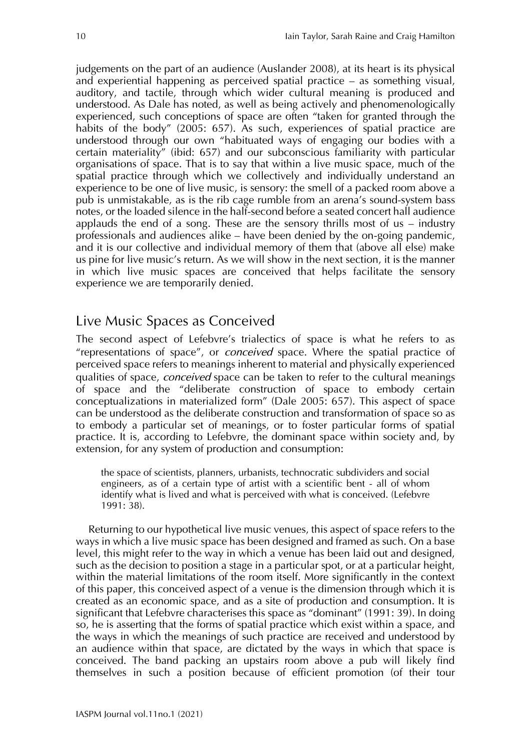judgements on the part of an audience (Auslander 2008), at its heart is its physical and experiential happening as perceived spatial practice – as something visual, auditory, and tactile, through which wider cultural meaning is produced and understood. As Dale has noted, as well as being actively and phenomenologically experienced, such conceptions of space are often "taken for granted through the habits of the body" (2005: 657). As such, experiences of spatial practice are understood through our own "habituated ways of engaging our bodies with a certain materiality" (ibid: 657) and our subconscious familiarity with particular organisations of space. That is to say that within a live music space, much of the spatial practice through which we collectively and individually understand an experience to be one of live music, is sensory: the smell of a packed room above a pub is unmistakable, as is the rib cage rumble from an arena's sound-system bass notes, or the loaded silence in the half-second before a seated concert hall audience applauds the end of a song. These are the sensory thrills most of us – industry professionals and audiences alike – have been denied by the on-going pandemic, and it is our collective and individual memory of them that (above all else) make us pine for live music's return. As we will show in the next section, it is the manner in which live music spaces are conceived that helps facilitate the sensory experience we are temporarily denied.

## Live Music Spaces as Conceived

The second aspect of Lefebvre's trialectics of space is what he refers to as "representations of space", or *conceived* space. Where the spatial practice of perceived space refers to meanings inherent to material and physically experienced qualities of space, *conceived* space can be taken to refer to the cultural meanings of space and the "deliberate construction of space to embody certain conceptualizations in materialized form" (Dale 2005: 657). This aspect of space can be understood as the deliberate construction and transformation of space so as to embody a particular set of meanings, or to foster particular forms of spatial practice. It is, according to Lefebvre, the dominant space within society and, by extension, for any system of production and consumption:

> the space of scientists, planners, urbanists, technocratic subdividers and social engineers, as of a certain type of artist with a scientific bent - all of whom identify what is lived and what is perceived with what is conceived. (Lefebvre 1991: 38).

Returning to our hypothetical live music venues, this aspect of space refers to the ways in which a live music space has been designed and framed as such. On a base level, this might refer to the way in which a venue has been laid out and designed, such as the decision to position a stage in a particular spot, or at a particular height, within the material limitations of the room itself. More significantly in the context of this paper, this conceived aspect of a venue is the dimension through which it is created as an economic space, and as a site of production and consumption. It is significant that Lefebvre characterises this space as "dominant" (1991: 39). In doing so, he is asserting that the forms of spatial practice which exist within a space, and the ways in which the meanings of such practice are received and understood by an audience within that space, are dictated by the ways in which that space is conceived. The band packing an upstairs room above a pub will likely find themselves in such a position because of efficient promotion (of their tour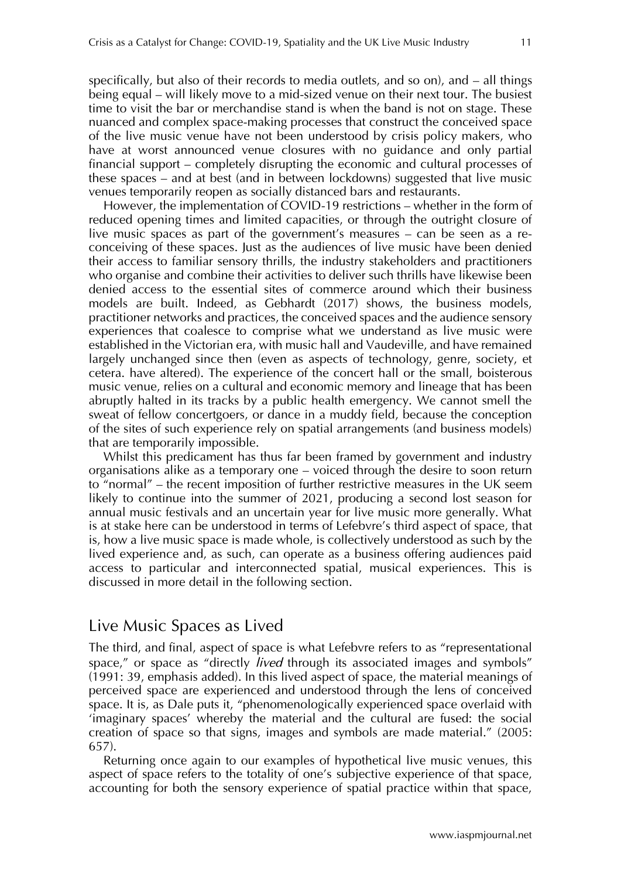specifically, but also of their records to media outlets, and so on), and – all things being equal – will likely move to a mid-sized venue on their next tour. The busiest time to visit the bar or merchandise stand is when the band is not on stage. These nuanced and complex space-making processes that construct the conceived space of the live music venue have not been understood by crisis policy makers, who have at worst announced venue closures with no guidance and only partial financial support – completely disrupting the economic and cultural processes of these spaces – and at best (and in between lockdowns) suggested that live music venues temporarily reopen as socially distanced bars and restaurants.

However, the implementation of COVID-19 restrictions – whether in the form of reduced opening times and limited capacities, or through the outright closure of live music spaces as part of the government's measures – can be seen as a re-conceiving of these spaces. Just as the audiences of live music have been denied their access to familiar sensory thrills, the industry stakeholders and practitioners who organise and combine their activities to deliver such thrills have likewise been denied access to the essential sites of commerce around which their business models are built. Indeed, as Gebhardt (2017) shows, the business models, practitioner networks and practices, the conceived spaces and the audience sensory experiences that coalesce to comprise what we understand as live music were established in the Victorian era, with music hall and Vaudeville, and have remained largely unchanged since then (even as aspects of technology, genre, society, et cetera. have altered). The experience of the concert hall or the small, boisterous music venue, relies on a cultural and economic memory and lineage that has been abruptly halted in its tracks by a public health emergency. We cannot smell the sweat of fellow concertgoers, or dance in a muddy field, because the conception of the sites of such experience rely on spatial arrangements (and business models) that are temporarily impossible.

Whilst this predicament has thus far been framed by government and industry organisations alike as a temporary one – voiced through the desire to soon return to "normal" – the recent imposition of further restrictive measures in the UK seem likely to continue into the summer of 2021, producing a second lost season for annual music festivals and an uncertain year for live music more generally. What is at stake here can be understood in terms of Lefebvre's third aspect of space, that is, how a live music space is made whole, is collectively understood as such by the lived experience and, as such, can operate as a business offering audiences paid access to particular and interconnected spatial, musical experiences. This is discussed in more detail in the following section.

## Live Music Spaces as Lived

The third, and final, aspect of space is what Lefebvre refers to as "representational space," or space as "directly *lived* through its associated images and symbols" (1991: 39, emphasis added). In this lived aspect of space, the material meanings of perceived space are experienced and understood through the lens of conceived space. It is, as Dale puts it, "phenomenologically experienced space overlaid with 'imaginary spaces' whereby the material and the cultural are fused: the social creation of space so that signs, images and symbols are made material." (2005: 657).

Returning once again to our examples of hypothetical live music venues, this aspect of space refers to the totality of one's subjective experience of that space, accounting for both the sensory experience of spatial practice within that space,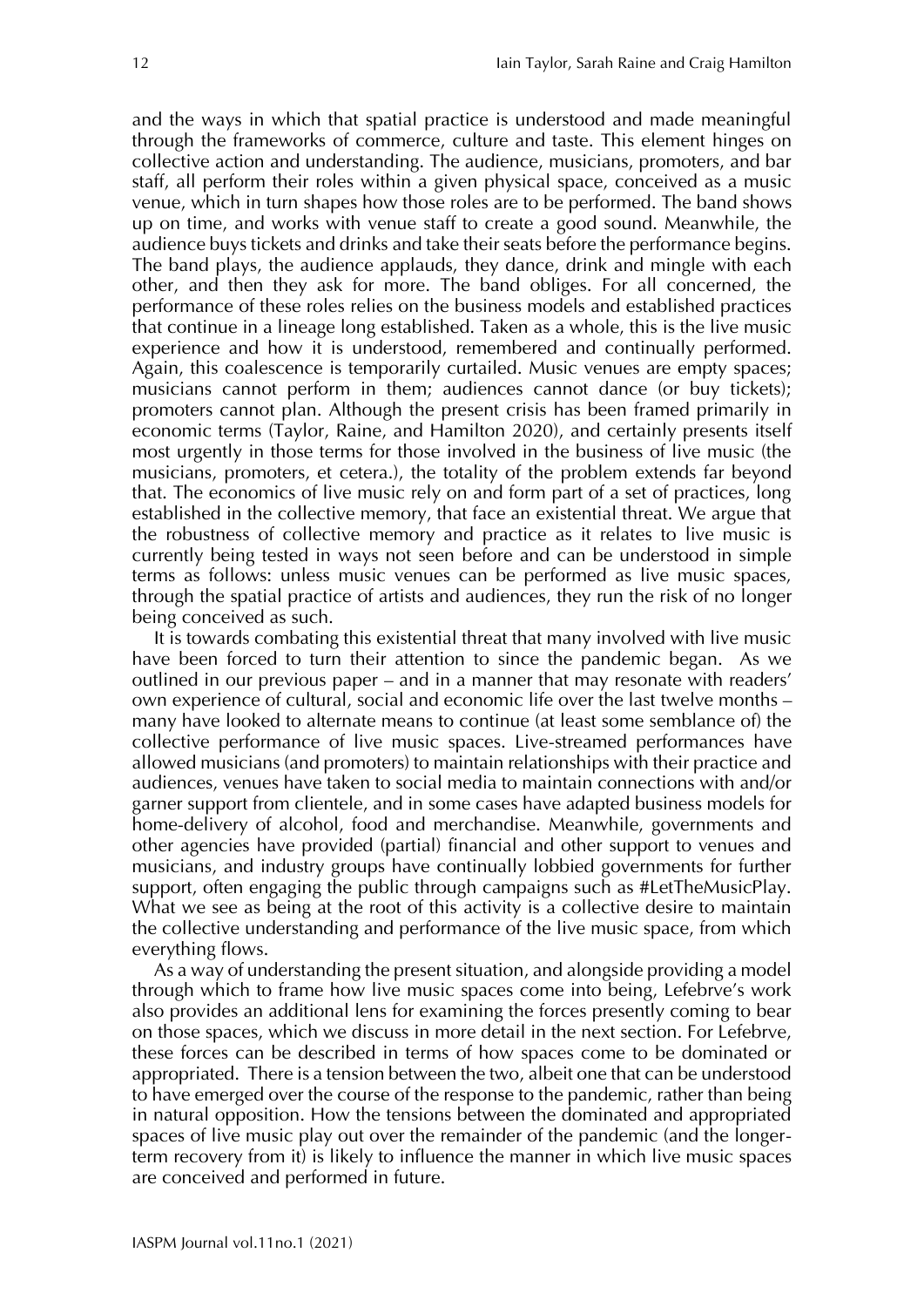and the ways in which that spatial practice is understood and made meaningful through the frameworks of commerce, culture and taste. This element hinges on collective action and understanding. The audience, musicians, promoters, and bar staff, all perform their roles within a given physical space, conceived as a music venue, which in turn shapes how those roles are to be performed. The band shows up on time, and works with venue staff to create a good sound. Meanwhile, the audience buys tickets and drinks and take their seats before the performance begins. The band plays, the audience applauds, they dance, drink and mingle with each other, and then they ask for more. The band obliges. For all concerned, the performance of these roles relies on the business models and established practices that continue in a lineage long established. Taken as a whole, this is the live music experience and how it is understood, remembered and continually performed. Again, this coalescence is temporarily curtailed. Music venues are empty spaces; musicians cannot perform in them; audiences cannot dance (or buy tickets); promoters cannot plan. Although the present crisis has been framed primarily in economic terms (Taylor, Raine, and Hamilton 2020), and certainly presents itself most urgently in those terms for those involved in the business of live music (the musicians, promoters, et cetera.), the totality of the problem extends far beyond that. The economics of live music rely on and form part of a set of practices, long established in the collective memory, that face an existential threat. We argue that the robustness of collective memory and practice as it relates to live music is currently being tested in ways not seen before and can be understood in simple terms as follows: unless music venues can be performed as live music spaces, through the spatial practice of artists and audiences, they run the risk of no longer being conceived as such.

It is towards combating this existential threat that many involved with live music have been forced to turn their attention to since the pandemic began. As we outlined in our previous paper – and in a manner that may resonate with readers' own experience of cultural, social and economic life over the last twelve months – many have looked to alternate means to continue (at least some semblance of) the collective performance of live music spaces. Live-streamed performances have allowed musicians (and promoters) to maintain relationships with their practice and audiences, venues have taken to social media to maintain connections with and/or garner support from clientele, and in some cases have adapted business models for home-delivery of alcohol, food and merchandise. Meanwhile, governments and other agencies have provided (partial) financial and other support to venues and musicians, and industry groups have continually lobbied governments for further support, often engaging the public through campaigns such as #LetTheMusicPlay. What we see as being at the root of this activity is a collective desire to maintain the collective understanding and performance of the live music space, from which everything flows.

As a way of understanding the present situation, and alongside providing a model through which to frame how live music spaces come into being, Lefebrve's work also provides an additional lens for examining the forces presently coming to bear on those spaces, which we discuss in more detail in the next section. For Lefebrve, these forces can be described in terms of how spaces come to be dominated or appropriated. There is a tension between the two, albeit one that can be understood to have emerged over the course of the response to the pandemic, rather than being in natural opposition. How the tensions between the dominated and appropriated spaces of live music play out over the remainder of the pandemic (and the longer-term recovery from it) is likely to influence the manner in which live music spaces are conceived and performed in future.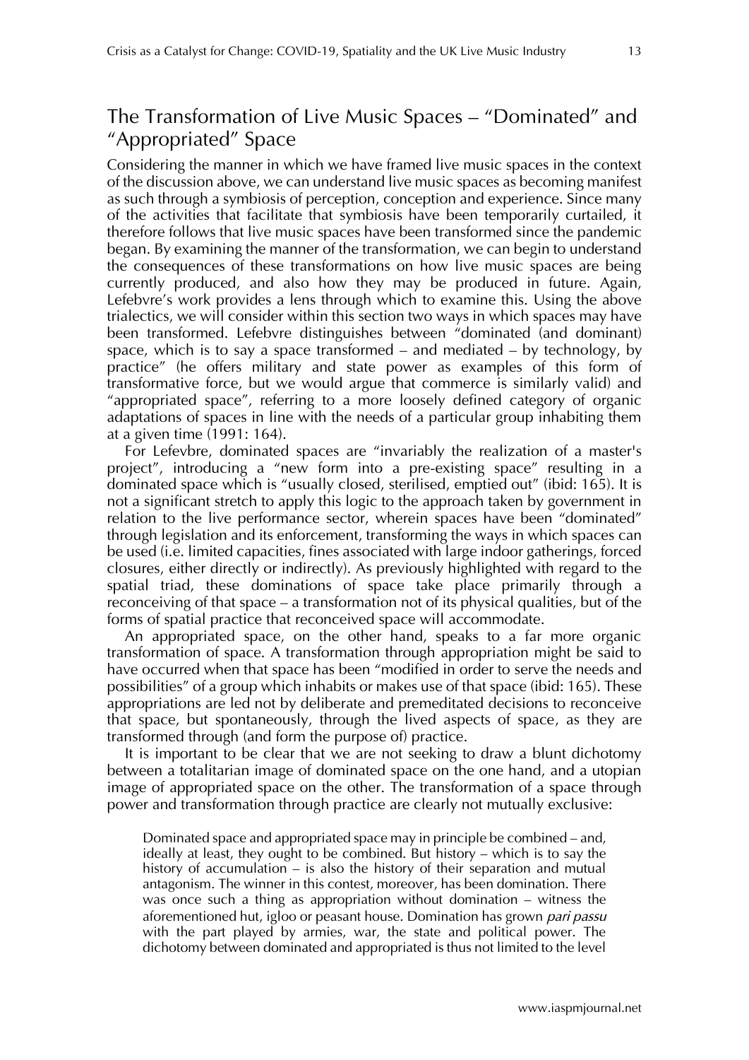## The Transformation of Live Music Spaces – "Dominated" and "Appropriated" Space

Considering the manner in which we have framed live music spaces in the context of the discussion above, we can understand live music spaces as becoming manifest as such through a symbiosis of perception, conception and experience. Since many of the activities that facilitate that symbiosis have been temporarily curtailed, it therefore follows that live music spaces have been transformed since the pandemic began. By examining the manner of the transformation, we can begin to understand the consequences of these transformations on how live music spaces are being currently produced, and also how they may be produced in future. Again, Lefebvre's work provides a lens through which to examine this. Using the above trialectics, we will consider within this section two ways in which spaces may have been transformed. Lefebvre distinguishes between "dominated (and dominant) space, which is to say a space transformed – and mediated – by technology, by practice" (he offers military and state power as examples of this form of transformative force, but we would argue that commerce is similarly valid) and "appropriated space", referring to a more loosely defined category of organic adaptations of spaces in line with the needs of a particular group inhabiting them at a given time (1991: 164).

For Lefevbre, dominated spaces are "invariably the realization of a master's project", introducing a "new form into a pre-existing space" resulting in a dominated space which is "usually closed, sterilised, emptied out" (ibid: 165). It is not a significant stretch to apply this logic to the approach taken by government in relation to the live performance sector, wherein spaces have been "dominated" through legislation and its enforcement, transforming the ways in which spaces can be used (i.e. limited capacities, fines associated with large indoor gatherings, forced closures, either directly or indirectly). As previously highlighted with regard to the spatial triad, these dominations of space take place primarily through a reconceiving of that space – a transformation not of its physical qualities, but of the forms of spatial practice that reconceived space will accommodate.

An appropriated space, on the other hand, speaks to a far more organic transformation of space. A transformation through appropriation might be said to have occurred when that space has been "modified in order to serve the needs and possibilities" of a group which inhabits or makes use of that space (ibid: 165). These appropriations are led not by deliberate and premeditated decisions to reconceive that space, but spontaneously, through the lived aspects of space, as they are transformed through (and form the purpose of) practice.

It is important to be clear that we are not seeking to draw a blunt dichotomy between a totalitarian image of dominated space on the one hand, and a utopian image of appropriated space on the other. The transformation of a space through power and transformation through practice are clearly not mutually exclusive:

> Dominated space and appropriated space may in principle be combined – and, ideally at least, they ought to be combined. But history – which is to say the history of accumulation – is also the history of their separation and mutual antagonism. The winner in this contest, moreover, has been domination. There was once such a thing as appropriation without domination – witness the aforementioned hut, igloo or peasant house. Domination has grown *pari passu* with the part played by armies, war, the state and political power. The dichotomy between dominated and appropriated is thus not limited to the level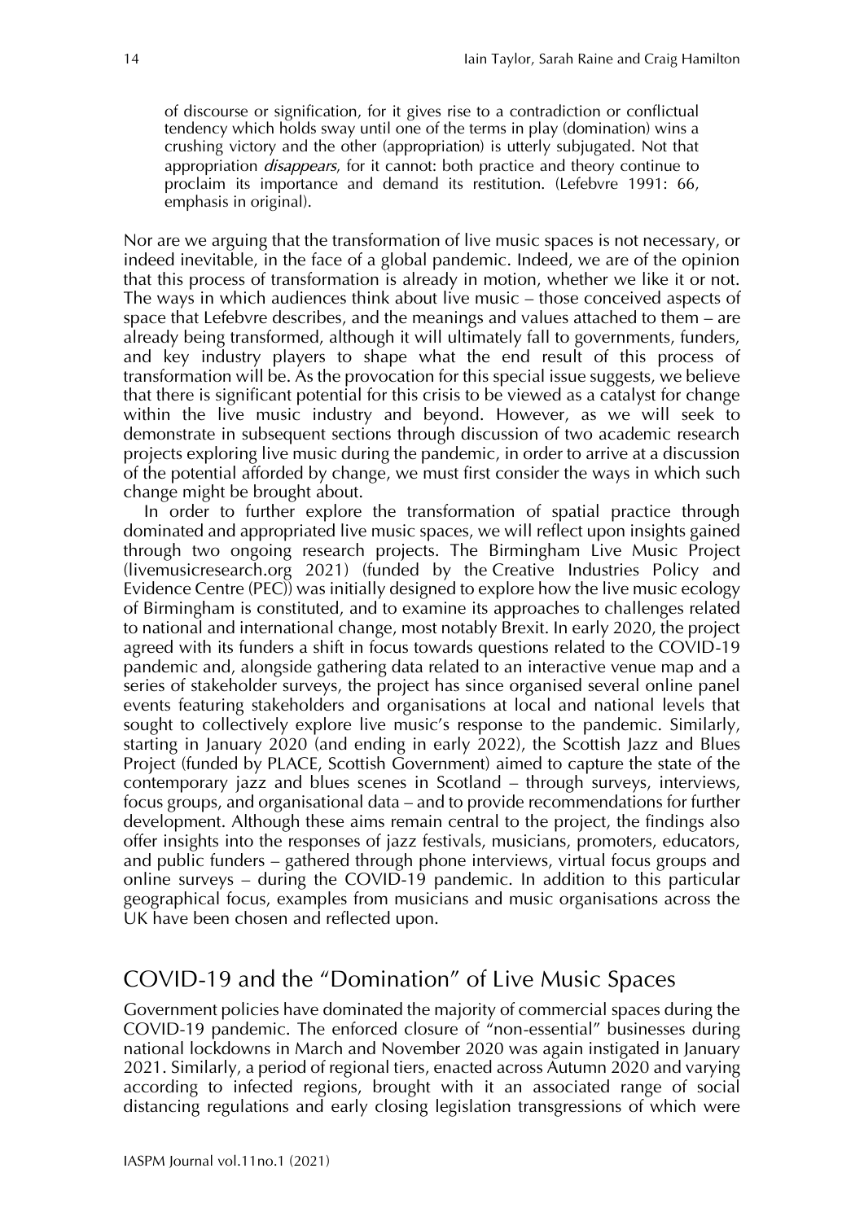> of discourse or signification, for it gives rise to a contradiction or conflictual tendency which holds sway until one of the terms in play (domination) wins a crushing victory and the other (appropriation) is utterly subjugated. Not that appropriation *disappears*, for it cannot: both practice and theory continue to proclaim its importance and demand its restitution. (Lefebvre 1991: 66, emphasis in original).

Nor are we arguing that the transformation of live music spaces is not necessary, or indeed inevitable, in the face of a global pandemic. Indeed, we are of the opinion that this process of transformation is already in motion, whether we like it or not. The ways in which audiences think about live music – those conceived aspects of space that Lefebvre describes, and the meanings and values attached to them – are already being transformed, although it will ultimately fall to governments, funders, and key industry players to shape what the end result of this process of transformation will be. As the provocation for this special issue suggests, we believe that there is significant potential for this crisis to be viewed as a catalyst for change within the live music industry and beyond. However, as we will seek to demonstrate in subsequent sections through discussion of two academic research projects exploring live music during the pandemic, in order to arrive at a discussion of the potential afforded by change, we must first consider the ways in which such change might be brought about.

In order to further explore the transformation of spatial practice through dominated and appropriated live music spaces, we will reflect upon insights gained through two ongoing research projects. The Birmingham Live Music Project (livemusicresearch.org 2021) (funded by the Creative Industries Policy and Evidence Centre (PEC)) was initially designed to explore how the live music ecology of Birmingham is constituted, and to examine its approaches to challenges related to national and international change, most notably Brexit. In early 2020, the project agreed with its funders a shift in focus towards questions related to the COVID-19 pandemic and, alongside gathering data related to an interactive venue map and a series of stakeholder surveys, the project has since organised several online panel events featuring stakeholders and organisations at local and national levels that sought to collectively explore live music's response to the pandemic. Similarly, starting in January 2020 (and ending in early 2022), the Scottish Jazz and Blues Project (funded by PLACE, Scottish Government) aimed to capture the state of the contemporary jazz and blues scenes in Scotland – through surveys, interviews, focus groups, and organisational data – and to provide recommendations for further development. Although these aims remain central to the project, the findings also offer insights into the responses of jazz festivals, musicians, promoters, educators, and public funders – gathered through phone interviews, virtual focus groups and online surveys – during the COVID-19 pandemic. In addition to this particular geographical focus, examples from musicians and music organisations across the UK have been chosen and reflected upon.

## COVID-19 and the "Domination" of Live Music Spaces

Government policies have dominated the majority of commercial spaces during the COVID-19 pandemic. The enforced closure of "non-essential" businesses during national lockdowns in March and November 2020 was again instigated in January 2021. Similarly, a period of regional tiers, enacted across Autumn 2020 and varying according to infected regions, brought with it an associated range of social distancing regulations and early closing legislation transgressions of which were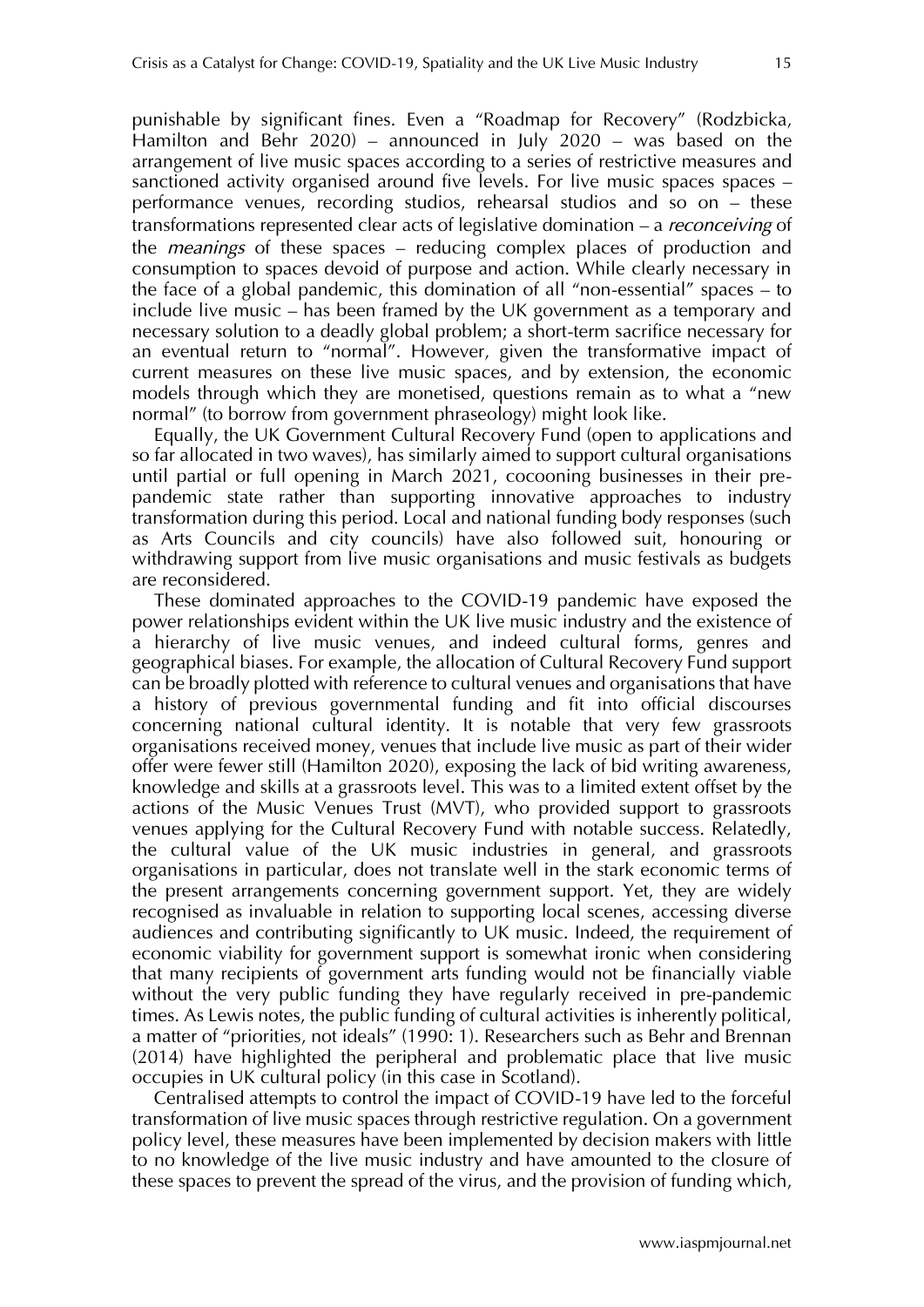punishable by significant fines. Even a "Roadmap for Recovery" (Rodzbicka, Hamilton and Behr 2020) – announced in July 2020 – was based on the arrangement of live music spaces according to a series of restrictive measures and sanctioned activity organised around five levels. For live music spaces spaces – performance venues, recording studios, rehearsal studios and so on – these transformations represented clear acts of legislative domination – a *reconceiving* of the *meanings* of these spaces – reducing complex places of production and consumption to spaces devoid of purpose and action. While clearly necessary in the face of a global pandemic, this domination of all "non-essential" spaces – to include live music – has been framed by the UK government as a temporary and necessary solution to a deadly global problem; a short-term sacrifice necessary for an eventual return to "normal". However, given the transformative impact of current measures on these live music spaces, and by extension, the economic models through which they are monetised, questions remain as to what a "new normal" (to borrow from government phraseology) might look like.

Equally, the UK Government Cultural Recovery Fund (open to applications and so far allocated in two waves), has similarly aimed to support cultural organisations until partial or full opening in March 2021, cocooning businesses in their pre-pandemic state rather than supporting innovative approaches to industry transformation during this period. Local and national funding body responses (such as Arts Councils and city councils) have also followed suit, honouring or withdrawing support from live music organisations and music festivals as budgets are reconsidered.

These dominated approaches to the COVID-19 pandemic have exposed the power relationships evident within the UK live music industry and the existence of a hierarchy of live music venues, and indeed cultural forms, genres and geographical biases. For example, the allocation of Cultural Recovery Fund support can be broadly plotted with reference to cultural venues and organisations that have a history of previous governmental funding and fit into official discourses concerning national cultural identity. It is notable that very few grassroots organisations received money, venues that include live music as part of their wider offer were fewer still (Hamilton 2020), exposing the lack of bid writing awareness, knowledge and skills at a grassroots level. This was to a limited extent offset by the actions of the Music Venues Trust (MVT), who provided support to grassroots venues applying for the Cultural Recovery Fund with notable success. Relatedly, the cultural value of the UK music industries in general, and grassroots organisations in particular, does not translate well in the stark economic terms of the present arrangements concerning government support. Yet, they are widely recognised as invaluable in relation to supporting local scenes, accessing diverse audiences and contributing significantly to UK music. Indeed, the requirement of economic viability for government support is somewhat ironic when considering that many recipients of government arts funding would not be financially viable without the very public funding they have regularly received in pre-pandemic times. As Lewis notes, the public funding of cultural activities is inherently political, a matter of "priorities, not ideals" (1990: 1). Researchers such as Behr and Brennan (2014) have highlighted the peripheral and problematic place that live music occupies in UK cultural policy (in this case in Scotland).

Centralised attempts to control the impact of COVID-19 have led to the forceful transformation of live music spaces through restrictive regulation. On a government policy level, these measures have been implemented by decision makers with little to no knowledge of the live music industry and have amounted to the closure of these spaces to prevent the spread of the virus, and the provision of funding which,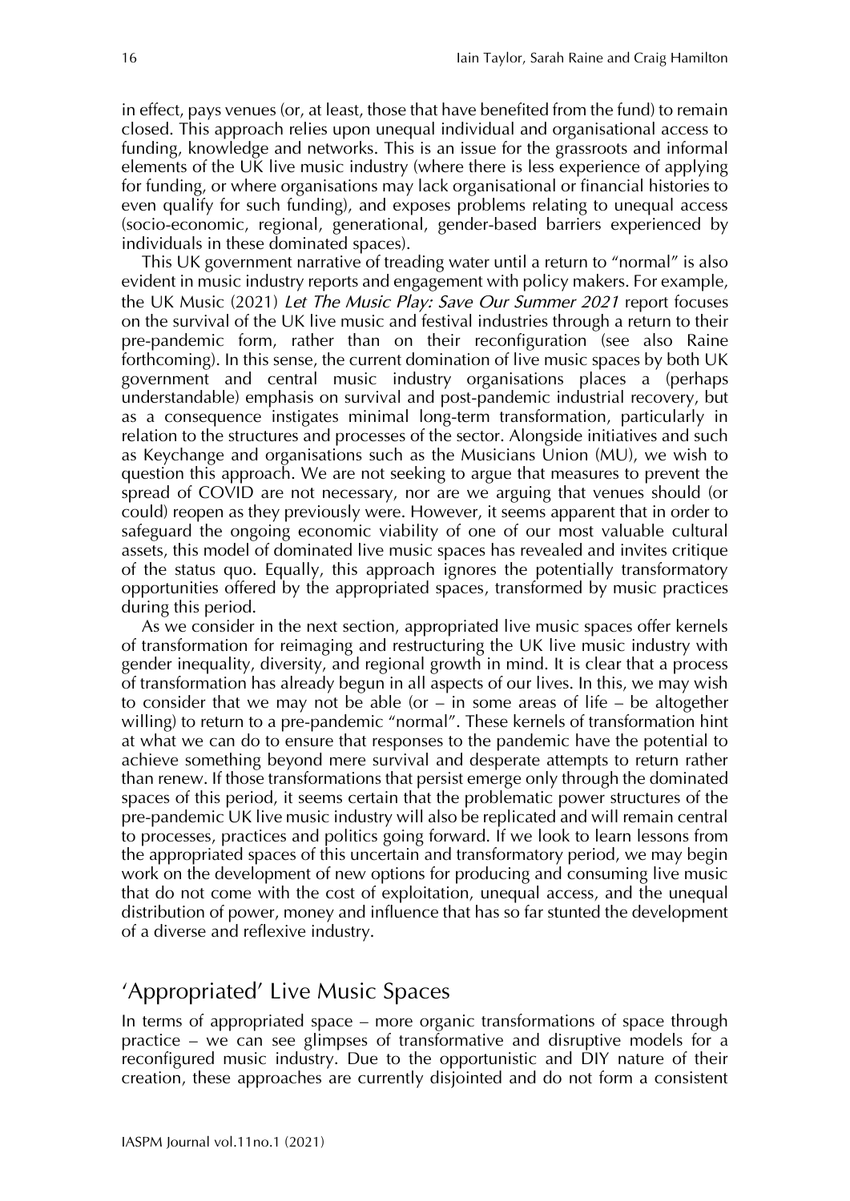in effect, pays venues (or, at least, those that have benefited from the fund) to remain closed. This approach relies upon unequal individual and organisational access to funding, knowledge and networks. This is an issue for the grassroots and informal elements of the UK live music industry (where there is less experience of applying for funding, or where organisations may lack organisational or financial histories to even qualify for such funding), and exposes problems relating to unequal access (socio-economic, regional, generational, gender-based barriers experienced by individuals in these dominated spaces).

This UK government narrative of treading water until a return to "normal" is also evident in music industry reports and engagement with policy makers. For example, the UK Music (2021) *Let The Music Play: Save Our Summer 2021* report focuses on the survival of the UK live music and festival industries through a return to their pre-pandemic form, rather than on their reconfiguration (see also Raine forthcoming). In this sense, the current domination of live music spaces by both UK government and central music industry organisations places a (perhaps understandable) emphasis on survival and post-pandemic industrial recovery, but as a consequence instigates minimal long-term transformation, particularly in relation to the structures and processes of the sector. Alongside initiatives and such as Keychange and organisations such as the Musicians Union (MU), we wish to question this approach. We are not seeking to argue that measures to prevent the spread of COVID are not necessary, nor are we arguing that venues should (or could) reopen as they previously were. However, it seems apparent that in order to safeguard the ongoing economic viability of one of our most valuable cultural assets, this model of dominated live music spaces has revealed and invites critique of the status quo. Equally, this approach ignores the potentially transformatory opportunities offered by the appropriated spaces, transformed by music practices during this period.

As we consider in the next section, appropriated live music spaces offer kernels of transformation for reimaging and restructuring the UK live music industry with gender inequality, diversity, and regional growth in mind. It is clear that a process of transformation has already begun in all aspects of our lives. In this, we may wish to consider that we may not be able (or – in some areas of life – be altogether willing) to return to a pre-pandemic "normal". These kernels of transformation hint at what we can do to ensure that responses to the pandemic have the potential to achieve something beyond mere survival and desperate attempts to return rather than renew. If those transformations that persist emerge only through the dominated spaces of this period, it seems certain that the problematic power structures of the pre-pandemic UK live music industry will also be replicated and will remain central to processes, practices and politics going forward. If we look to learn lessons from the appropriated spaces of this uncertain and transformatory period, we may begin work on the development of new options for producing and consuming live music that do not come with the cost of exploitation, unequal access, and the unequal distribution of power, money and influence that has so far stunted the development of a diverse and reflexive industry.

## 'Appropriated' Live Music Spaces

In terms of appropriated space – more organic transformations of space through practice – we can see glimpses of transformative and disruptive models for a reconfigured music industry. Due to the opportunistic and DIY nature of their creation, these approaches are currently disjointed and do not form a consistent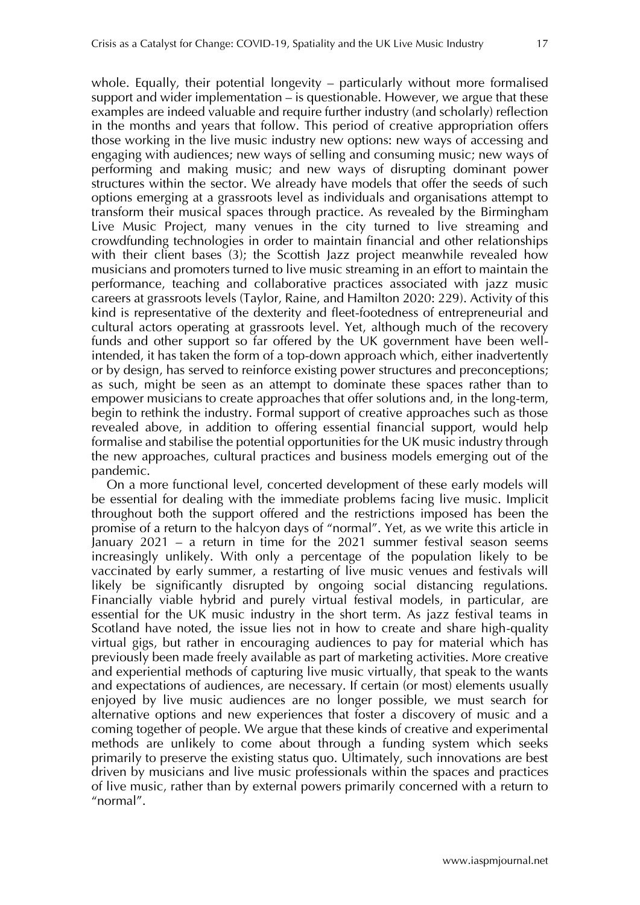whole. Equally, their potential longevity – particularly without more formalised support and wider implementation – is questionable. However, we argue that these examples are indeed valuable and require further industry (and scholarly) reflection in the months and years that follow. This period of creative appropriation offers those working in the live music industry new options: new ways of accessing and engaging with audiences; new ways of selling and consuming music; new ways of performing and making music; and new ways of disrupting dominant power structures within the sector. We already have models that offer the seeds of such options emerging at a grassroots level as individuals and organisations attempt to transform their musical spaces through practice. As revealed by the Birmingham Live Music Project, many venues in the city turned to live streaming and crowdfunding technologies in order to maintain financial and other relationships with their client bases (3); the Scottish Jazz project meanwhile revealed how musicians and promoters turned to live music streaming in an effort to maintain the performance, teaching and collaborative practices associated with jazz music careers at grassroots levels (Taylor, Raine, and Hamilton 2020: 229). Activity of this kind is representative of the dexterity and fleet-footedness of entrepreneurial and cultural actors operating at grassroots level. Yet, although much of the recovery funds and other support so far offered by the UK government have been well-intended, it has taken the form of a top-down approach which, either inadvertently or by design, has served to reinforce existing power structures and preconceptions; as such, might be seen as an attempt to dominate these spaces rather than to empower musicians to create approaches that offer solutions and, in the long-term, begin to rethink the industry. Formal support of creative approaches such as those revealed above, in addition to offering essential financial support, would help formalise and stabilise the potential opportunities for the UK music industry through the new approaches, cultural practices and business models emerging out of the pandemic.

On a more functional level, concerted development of these early models will be essential for dealing with the immediate problems facing live music. Implicit throughout both the support offered and the restrictions imposed has been the promise of a return to the halcyon days of "normal". Yet, as we write this article in January 2021 – a return in time for the 2021 summer festival season seems increasingly unlikely. With only a percentage of the population likely to be vaccinated by early summer, a restarting of live music venues and festivals will likely be significantly disrupted by ongoing social distancing regulations. Financially viable hybrid and purely virtual festival models, in particular, are essential for the UK music industry in the short term. As jazz festival teams in Scotland have noted, the issue lies not in how to create and share high-quality virtual gigs, but rather in encouraging audiences to pay for material which has previously been made freely available as part of marketing activities. More creative and experiential methods of capturing live music virtually, that speak to the wants and expectations of audiences, are necessary. If certain (or most) elements usually enjoyed by live music audiences are no longer possible, we must search for alternative options and new experiences that foster a discovery of music and a coming together of people. We argue that these kinds of creative and experimental methods are unlikely to come about through a funding system which seeks primarily to preserve the existing status quo. Ultimately, such innovations are best driven by musicians and live music professionals within the spaces and practices of live music, rather than by external powers primarily concerned with a return to "normal".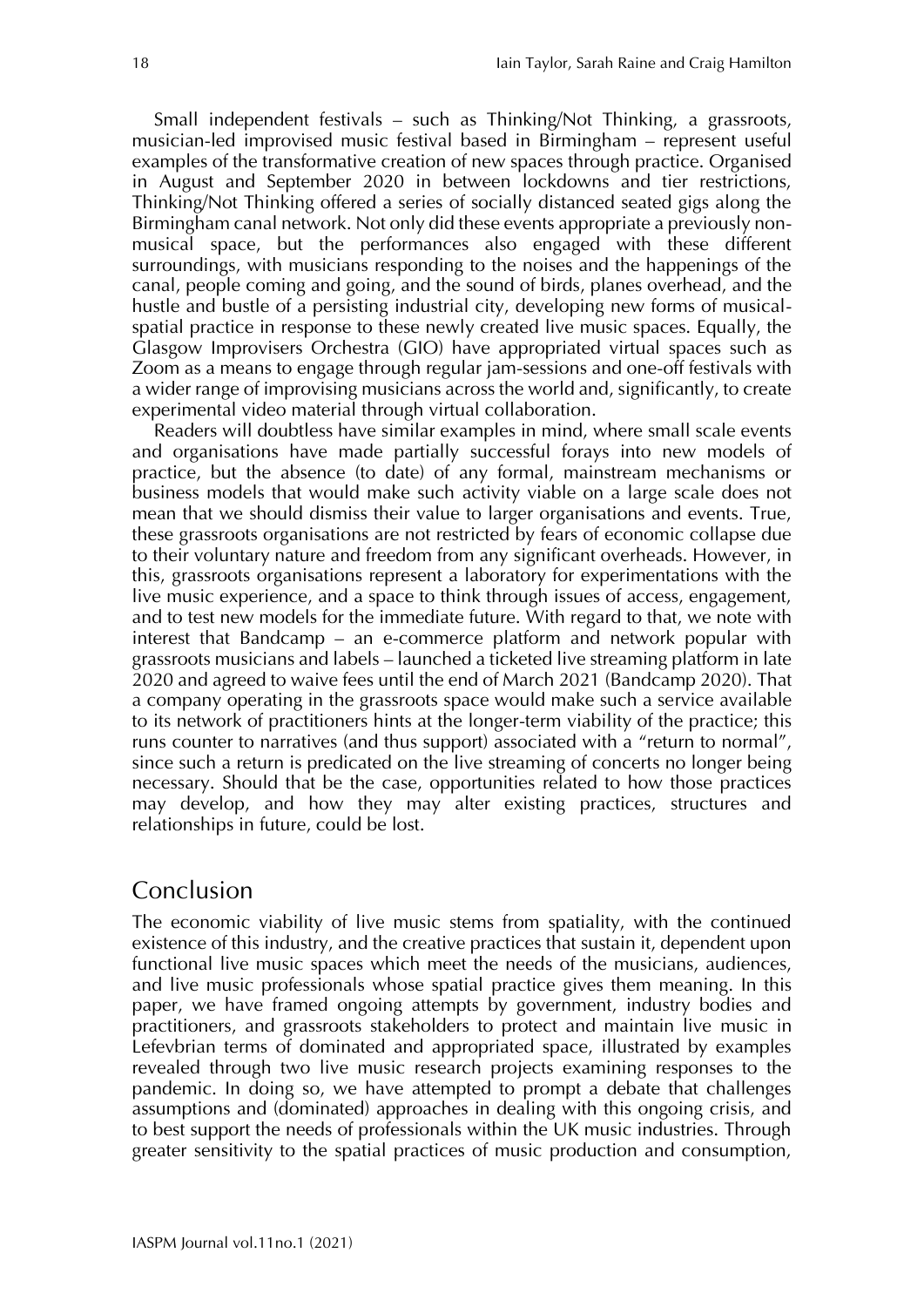Small independent festivals – such as Thinking/Not Thinking, a grassroots, musician-led improvised music festival based in Birmingham – represent useful examples of the transformative creation of new spaces through practice. Organised in August and September 2020 in between lockdowns and tier restrictions, Thinking/Not Thinking offered a series of socially distanced seated gigs along the Birmingham canal network. Not only did these events appropriate a previously non-musical space, but the performances also engaged with these different surroundings, with musicians responding to the noises and the happenings of the canal, people coming and going, and the sound of birds, planes overhead, and the hustle and bustle of a persisting industrial city, developing new forms of musical-spatial practice in response to these newly created live music spaces. Equally, the Glasgow Improvisers Orchestra (GIO) have appropriated virtual spaces such as Zoom as a means to engage through regular jam-sessions and one-off festivals with a wider range of improvising musicians across the world and, significantly, to create experimental video material through virtual collaboration.

Readers will doubtless have similar examples in mind, where small scale events and organisations have made partially successful forays into new models of practice, but the absence (to date) of any formal, mainstream mechanisms or business models that would make such activity viable on a large scale does not mean that we should dismiss their value to larger organisations and events. True, these grassroots organisations are not restricted by fears of economic collapse due to their voluntary nature and freedom from any significant overheads. However, in this, grassroots organisations represent a laboratory for experimentations with the live music experience, and a space to think through issues of access, engagement, and to test new models for the immediate future. With regard to that, we note with interest that Bandcamp – an e-commerce platform and network popular with grassroots musicians and labels – launched a ticketed live streaming platform in late 2020 and agreed to waive fees until the end of March 2021 (Bandcamp 2020). That a company operating in the grassroots space would make such a service available to its network of practitioners hints at the longer-term viability of the practice; this runs counter to narratives (and thus support) associated with a "return to normal", since such a return is predicated on the live streaming of concerts no longer being necessary. Should that be the case, opportunities related to how those practices may develop, and how they may alter existing practices, structures and relationships in future, could be lost.

## Conclusion

The economic viability of live music stems from spatiality, with the continued existence of this industry, and the creative practices that sustain it, dependent upon functional live music spaces which meet the needs of the musicians, audiences, and live music professionals whose spatial practice gives them meaning. In this paper, we have framed ongoing attempts by government, industry bodies and practitioners, and grassroots stakeholders to protect and maintain live music in Lefevbrian terms of dominated and appropriated space, illustrated by examples revealed through two live music research projects examining responses to the pandemic. In doing so, we have attempted to prompt a debate that challenges assumptions and (dominated) approaches in dealing with this ongoing crisis, and to best support the needs of professionals within the UK music industries. Through greater sensitivity to the spatial practices of music production and consumption,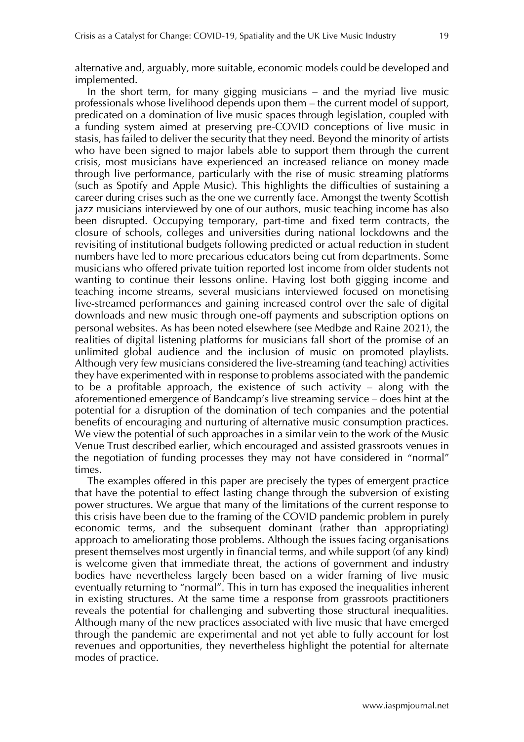alternative and, arguably, more suitable, economic models could be developed and implemented.

In the short term, for many gigging musicians – and the myriad live music professionals whose livelihood depends upon them – the current model of support, predicated on a domination of live music spaces through legislation, coupled with a funding system aimed at preserving pre-COVID conceptions of live music in stasis, has failed to deliver the security that they need. Beyond the minority of artists who have been signed to major labels able to support them through the current crisis, most musicians have experienced an increased reliance on money made through live performance, particularly with the rise of music streaming platforms (such as Spotify and Apple Music). This highlights the difficulties of sustaining a career during crises such as the one we currently face. Amongst the twenty Scottish jazz musicians interviewed by one of our authors, music teaching income has also been disrupted. Occupying temporary, part-time and fixed term contracts, the closure of schools, colleges and universities during national lockdowns and the revisiting of institutional budgets following predicted or actual reduction in student numbers have led to more precarious educators being cut from departments. Some musicians who offered private tuition reported lost income from older students not wanting to continue their lessons online. Having lost both gigging income and teaching income streams, several musicians interviewed focused on monetising live-streamed performances and gaining increased control over the sale of digital downloads and new music through one-off payments and subscription options on personal websites. As has been noted elsewhere (see Medbøe and Raine 2021), the realities of digital listening platforms for musicians fall short of the promise of an unlimited global audience and the inclusion of music on promoted playlists. Although very few musicians considered the live-streaming (and teaching) activities they have experimented with in response to problems associated with the pandemic to be a profitable approach, the existence of such activity – along with the aforementioned emergence of Bandcamp's live streaming service – does hint at the potential for a disruption of the domination of tech companies and the potential benefits of encouraging and nurturing of alternative music consumption practices. We view the potential of such approaches in a similar vein to the work of the Music Venue Trust described earlier, which encouraged and assisted grassroots venues in the negotiation of funding processes they may not have considered in "normal" times.

The examples offered in this paper are precisely the types of emergent practice that have the potential to effect lasting change through the subversion of existing power structures. We argue that many of the limitations of the current response to this crisis have been due to the framing of the COVID pandemic problem in purely economic terms, and the subsequent dominant (rather than appropriating) approach to ameliorating those problems. Although the issues facing organisations present themselves most urgently in financial terms, and while support (of any kind) is welcome given that immediate threat, the actions of government and industry bodies have nevertheless largely been based on a wider framing of live music eventually returning to "normal". This in turn has exposed the inequalities inherent in existing structures. At the same time a response from grassroots practitioners reveals the potential for challenging and subverting those structural inequalities. Although many of the new practices associated with live music that have emerged through the pandemic are experimental and not yet able to fully account for lost revenues and opportunities, they nevertheless highlight the potential for alternate modes of practice.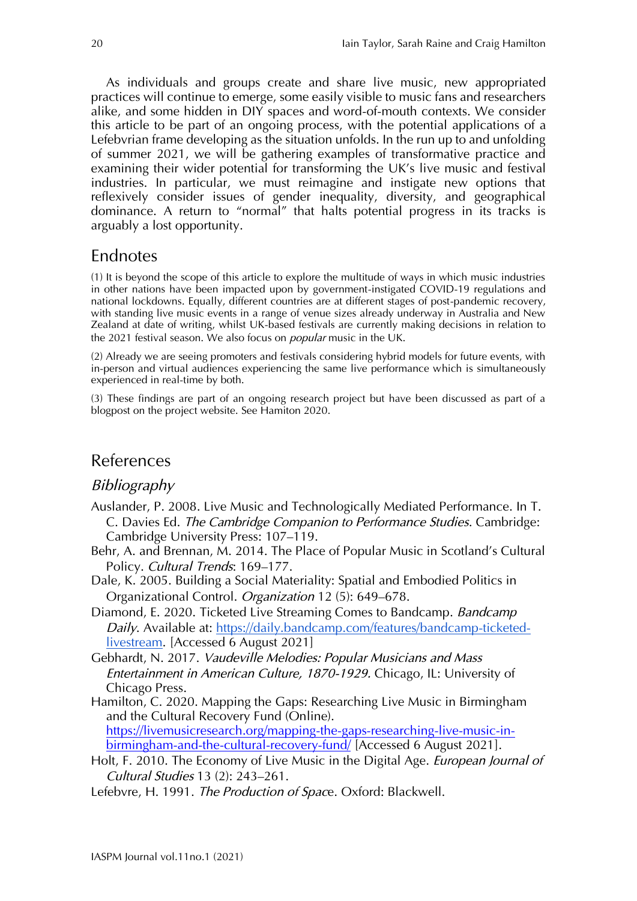As individuals and groups create and share live music, new appropriated practices will continue to emerge, some easily visible to music fans and researchers alike, and some hidden in DIY spaces and word-of-mouth contexts. We consider this article to be part of an ongoing process, with the potential applications of a Lefebvrian frame developing as the situation unfolds. In the run up to and unfolding of summer 2021, we will be gathering examples of transformative practice and examining their wider potential for transforming the UK's live music and festival industries. In particular, we must reimagine and instigate new options that reflexively consider issues of gender inequality, diversity, and geographical dominance. A return to "normal" that halts potential progress in its tracks is arguably a lost opportunity.

## Endnotes

(1) It is beyond the scope of this article to explore the multitude of ways in which music industries in other nations have been impacted upon by government-instigated COVID-19 regulations and national lockdowns. Equally, different countries are at different stages of post-pandemic recovery, with standing live music events in a range of venue sizes already underway in Australia and New Zealand at date of writing, whilst UK-based festivals are currently making decisions in relation to the 2021 festival season. We also focus on *popular* music in the UK.

(2) Already we are seeing promoters and festivals considering hybrid models for future events, with in-person and virtual audiences experiencing the same live performance which is simultaneously experienced in real-time by both.

(3) These findings are part of an ongoing research project but have been discussed as part of a blogpost on the project website. See Hamiton 2020.

## References

### *Bibliography*

Auslander, P. 2008. Live Music and Technologically Mediated Performance. In T. C. Davies Ed. *The Cambridge Companion to Performance Studies*. Cambridge: Cambridge University Press: 107–119.

Behr, A. and Brennan, M. 2014. The Place of Popular Music in Scotland's Cultural Policy. *Cultural Trends*: 169–177.

Dale, K. 2005. Building a Social Materiality: Spatial and Embodied Politics in Organizational Control. *Organization* 12 (5): 649–678.

Diamond, E. 2020. Ticketed Live Streaming Comes to Bandcamp. *Bandcamp Daily*. Available at: https://daily.bandcamp.com/features/bandcamp-ticketed-livestream. [Accessed 6 August 2021]

Gebhardt, N. 2017. *Vaudeville Melodies: Popular Musicians and Mass Entertainment in American Culture, 1870-1929*. Chicago, IL: University of Chicago Press.

Hamilton, C. 2020. Mapping the Gaps: Researching Live Music in Birmingham and the Cultural Recovery Fund (Online). https://livemusicresearch.org/mapping-the-gaps-researching-live-music-in-birmingham-and-the-cultural-recovery-fund/ [Accessed 6 August 2021].

Holt, F. 2010. The Economy of Live Music in the Digital Age. *European Journal of Cultural Studies* 13 (2): 243–261.

Lefebvre, H. 1991. *The Production of Space*. Oxford: Blackwell.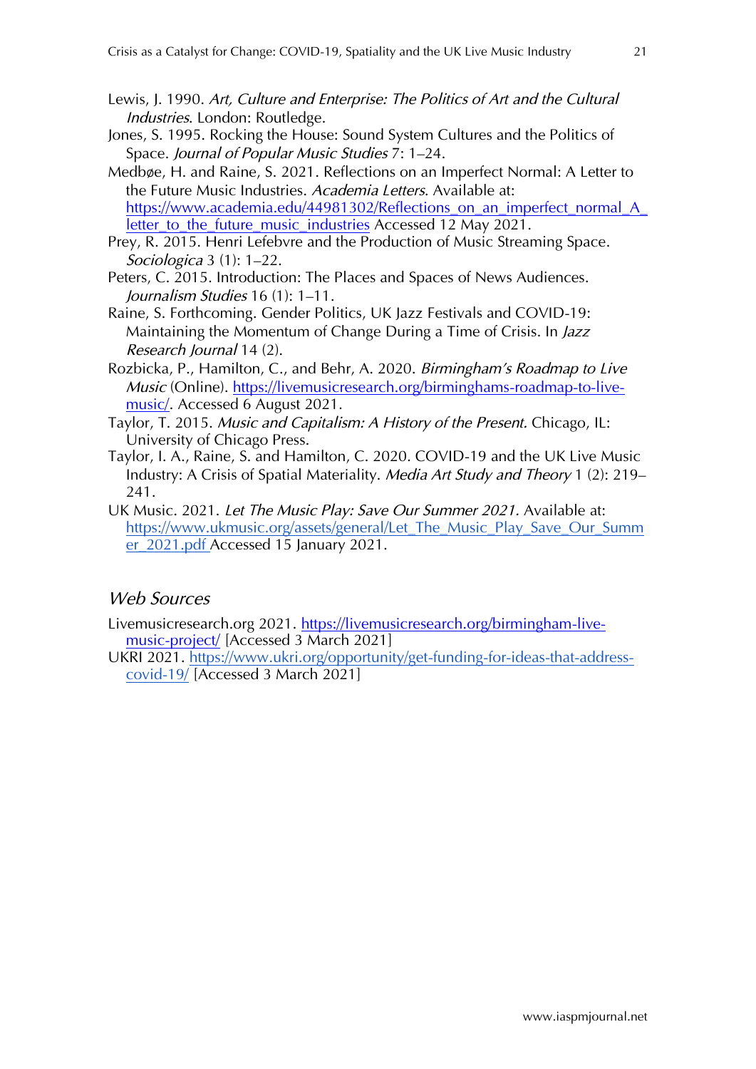Lewis, J. 1990. *Art, Culture and Enterprise: The Politics of Art and the Cultural Industries*. London: Routledge.

Jones, S. 1995. Rocking the House: Sound System Cultures and the Politics of Space. *Journal of Popular Music Studies* 7: 1–24.

Medbøe, H. and Raine, S. 2021. Reflections on an Imperfect Normal: A Letter to the Future Music Industries. *Academia Letters*. Available at: https://www.academia.edu/44981302/Reflections_on_an_imperfect_normal_A_letter_to_the_future_music_industries Accessed 12 May 2021.

Prey, R. 2015. Henri Lefebvre and the Production of Music Streaming Space. *Sociologica* 3 (1): 1–22.

Peters, C. 2015. Introduction: The Places and Spaces of News Audiences. *Journalism Studies* 16 (1): 1–11.

Raine, S. Forthcoming. Gender Politics, UK Jazz Festivals and COVID-19: Maintaining the Momentum of Change During a Time of Crisis. In *Jazz Research Journal* 14 (2).

Rozbicka, P., Hamilton, C., and Behr, A. 2020. *Birmingham's Roadmap to Live Music* (Online). https://livemusicresearch.org/birminghams-roadmap-to-live-music/. Accessed 6 August 2021.

Taylor, T. 2015. *Music and Capitalism: A History of the Present.* Chicago, IL: University of Chicago Press.

Taylor, I. A., Raine, S. and Hamilton, C. 2020. COVID-19 and the UK Live Music Industry: A Crisis of Spatial Materiality. *Media Art Study and Theory* 1 (2): 219–241.

UK Music. 2021. *Let The Music Play: Save Our Summer 2021.* Available at: https://www.ukmusic.org/assets/general/Let_The_Music_Play_Save_Our_Summer_2021.pdf Accessed 15 January 2021.

## *Web Sources*

Livemusicresearch.org 2021. https://livemusicresearch.org/birmingham-live-music-project/ [Accessed 3 March 2021]

UKRI 2021. https://www.ukri.org/opportunity/get-funding-for-ideas-that-address-covid-19/ [Accessed 3 March 2021]